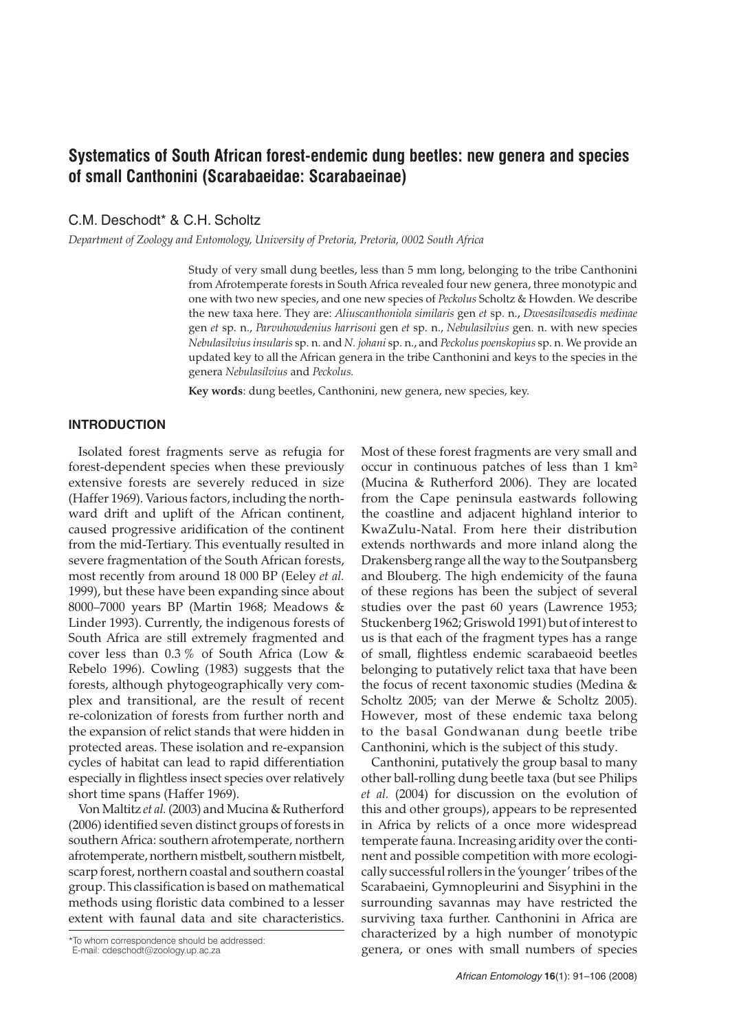# Systematics of South African forest-endemic dung beetles: new genera and species of small Canthonini (Scarabaeidae: Scarabaeinae)

C.M. Deschodt* & C.H. Scholtz

*Department of Zoology and Entomology, University of Pretoria, Pretoria, 0002 South Africa*

Study of very small dung beetles, less than 5 mm long, belonging to the tribe Canthonini from Afrotemperate forests in South Africa revealed four new genera, three monotypic and one with two new species, and one new species of *Peckolus* Scholtz & Howden. We describe the new taxa here. They are: *Aliuscanthoniola similaris* gen *et* sp. n., *Dwesasilvasedis medinae* gen *et* sp. n., *Parvuhowdenius harrisoni* gen *et* sp. n., *Nebulasilvius* gen. n. with new species *Nebulasilvius insularis* sp. n. and *N. johani* sp. n., and *Peckolus poenskopius* sp. n. We provide an updated key to all the African genera in the tribe Canthonini and keys to the species in the genera *Nebulasilvius* and *Peckolus.*

**Key words**: dung beetles, Canthonini, new genera, new species, key.

## INTRODUCTION

Isolated forest fragments serve as refugia for forest-dependent species when these previously extensive forests are severely reduced in size (Haffer 1969). Various factors, including the northward drift and uplift of the African continent, caused progressive aridification of the continent from the mid-Tertiary. This eventually resulted in severe fragmentation of the South African forests, most recently from around 18 000 BP (Eeley *et al.* 1999), but these have been expanding since about 8000–7000 years BP (Martin 1968; Meadows & Linder 1993). Currently, the indigenous forests of South Africa are still extremely fragmented and cover less than 0.3 % of South Africa (Low & Rebelo 1996). Cowling (1983) suggests that the forests, although phytogeographically very complex and transitional, are the result of recent re-colonization of forests from further north and the expansion of relict stands that were hidden in protected areas. These isolation and re-expansion cycles of habitat can lead to rapid differentiation especially in flightless insect species over relatively short time spans (Haffer 1969).

Von Maltitz *et al.* (2003) and Mucina & Rutherford (2006) identified seven distinct groups of forests in southern Africa: southern afrotemperate, northern afrotemperate, northern mistbelt, southern mistbelt, scarp forest, northern coastal and southern coastal group. This classification is based on mathematical methods using floristic data combined to a lesser extent with faunal data and site characteristics. Most of these forest fragments are very small and occur in continuous patches of less than 1 km² (Mucina & Rutherford 2006). They are located from the Cape peninsula eastwards following the coastline and adjacent highland interior to KwaZulu-Natal. From here their distribution extends northwards and more inland along the Drakensberg range all the way to the Soutpansberg and Blouberg. The high endemicity of the fauna of these regions has been the subject of several studies over the past 60 years (Lawrence 1953; Stuckenberg 1962; Griswold 1991) but of interest to us is that each of the fragment types has a range of small, flightless endemic scarabaeoid beetles belonging to putatively relict taxa that have been the focus of recent taxonomic studies (Medina & Scholtz 2005; van der Merwe & Scholtz 2005). However, most of these endemic taxa belong to the basal Gondwanan dung beetle tribe Canthonini, which is the subject of this study.

Canthonini, putatively the group basal to many other ball-rolling dung beetle taxa (but see Philips *et al.* (2004) for discussion on the evolution of this and other groups), appears to be represented in Africa by relicts of a once more widespread temperate fauna. Increasing aridity over the continent and possible competition with more ecologically successful rollers in the 'younger' tribes of the Scarabaeini, Gymnopleurini and Sisyphini in the surrounding savannas may have restricted the surviving taxa further. Canthonini in Africa are characterized by a high number of monotypic genera, or ones with small numbers of species

*To whom correspondence should be addressed:
E-mail: cdeschodt@zoology.up.ac.za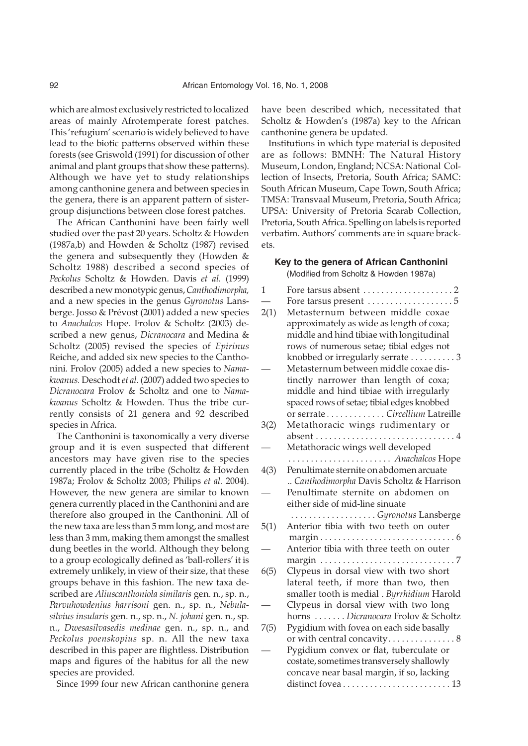which are almost exclusively restricted to localized areas of mainly Afrotemperate forest patches. This 'refugium' scenario is widely believed to have lead to the biotic patterns observed within these forests (see Griswold (1991) for discussion of other animal and plant groups that show these patterns). Although we have yet to study relationships among canthonine genera and between species in the genera, there is an apparent pattern of sister-group disjunctions between close forest patches.

The African Canthonini have been fairly well studied over the past 20 years. Scholtz & Howden (1987a,b) and Howden & Scholtz (1987) revised the genera and subsequently they (Howden & Scholtz 1988) described a second species of *Peckolus* Scholtz & Howden. Davis *et al.* (1999) described a new monotypic genus, *Canthodimorpha,* and a new species in the genus *Gyronotus* Lansberge. Josso & Prévost (2001) added a new species to *Anachalcos* Hope. Frolov & Scholtz (2003) described a new genus, *Dicranocara* and Medina & Scholtz (2005) revised the species of *Epirinus* Reiche, and added six new species to the Canthonini. Frolov (2005) added a new species to *Namakwanus.* Deschodt *et al.* (2007) added two species to *Dicranocara* Frolov & Scholtz and one to *Namakwanus* Scholtz & Howden. Thus the tribe currently consists of 21 genera and 92 described species in Africa.

The Canthonini is taxonomically a very diverse group and it is even suspected that different ancestors may have given rise to the species currently placed in the tribe (Scholtz & Howden 1987a; Frolov & Scholtz 2003; Philips *et al.* 2004). However, the new genera are similar to known genera currently placed in the Canthonini and are therefore also grouped in the Canthonini. All of the new taxa are less than 5 mm long, and most are less than 3 mm, making them amongst the smallest dung beetles in the world. Although they belong to a group ecologically defined as 'ball-rollers' it is extremely unlikely, in view of their size, that these groups behave in this fashion. The new taxa described are *Aliuscanthoniola similaris* gen. n., sp. n., *Parvuhowdenius harrisoni* gen. n., sp. n., *Nebulasilvius insularis* gen. n., sp. n., *N. johani* gen. n., sp. n., *Dwesasilvasedis medinae* gen. n., sp. n., and *Peckolus poenskopius* sp. n. All the new taxa described in this paper are flightless. Distribution maps and figures of the habitus for all the new species are provided.

Since 1999 four new African canthonine genera have been described which, necessitated that Scholtz & Howden's (1987a) key to the African canthonine genera be updated.

Institutions in which type material is deposited are as follows: BMNH: The Natural History Museum, London, England; NCSA: National Collection of Insects, Pretoria, South Africa; SAMC: South African Museum, Cape Town, South Africa; TMSA: Transvaal Museum, Pretoria, South Africa; UPSA: University of Pretoria Scarab Collection, Pretoria, South Africa. Spelling on labels is reported verbatim. Authors' comments are in square brackets.

### Key to the genera of African Canthonini

(Modified from Scholtz & Howden 1987a)

1 Fore tarsus absent . . . . . . . . . . . . . . . . . . . . 2

— Fore tarsus present . . . . . . . . . . . . . . . . . . . 5

2(1) Metasternum between middle coxae approximately as wide as length of coxa; middle and hind tibiae with longitudinal rows of numerous setae; tibial edges not knobbed or irregularly serrate . . . . . . . . . . 3

— Metasternum between middle coxae distinctly narrower than length of coxa; middle and hind tibiae with irregularly spaced rows of setae; tibial edges knobbed or serrate . . . . . . . . . . . . . *Circellium* Latreille

3(2) Metathoracic wings rudimentary or absent . . . . . . . . . . . . . . . . . . . . . . . . . . . . . . . 4

— Metathoracic wings well developed . . . . . . . . . . . . . . . . . . . . . . . *Anachalcos* Hope

4(3) Penultimate sternite on abdomen arcuate .. *Canthodimorpha* Davis Scholtz & Harrison

— Penultimate sternite on abdomen on either side of mid-line sinuate . . . . . . . . . . . . . . . . . . . *Gyronotus* Lansberge

5(1) Anterior tibia with two teeth on outer margin . . . . . . . . . . . . . . . . . . . . . . . . . . . . . . 6

— Anterior tibia with three teeth on outer margin . . . . . . . . . . . . . . . . . . . . . . . . . . . . . . 7

6(5) Clypeus in dorsal view with two short lateral teeth, if more than two, then smaller tooth is medial . *Byrrhidium* Harold

— Clypeus in dorsal view with two long horns . . . . . . . *Dicranocara* Frolov & Scholtz

7(5) Pygidium with fovea on each side basally or with central concavity. . . . . . . . . . . . . . . 8

— Pygidium convex or flat, tuberculate or costate, sometimes transversely shallowly concave near basal margin, if so, lacking distinct fovea . . . . . . . . . . . . . . . . . . . . . . . . 13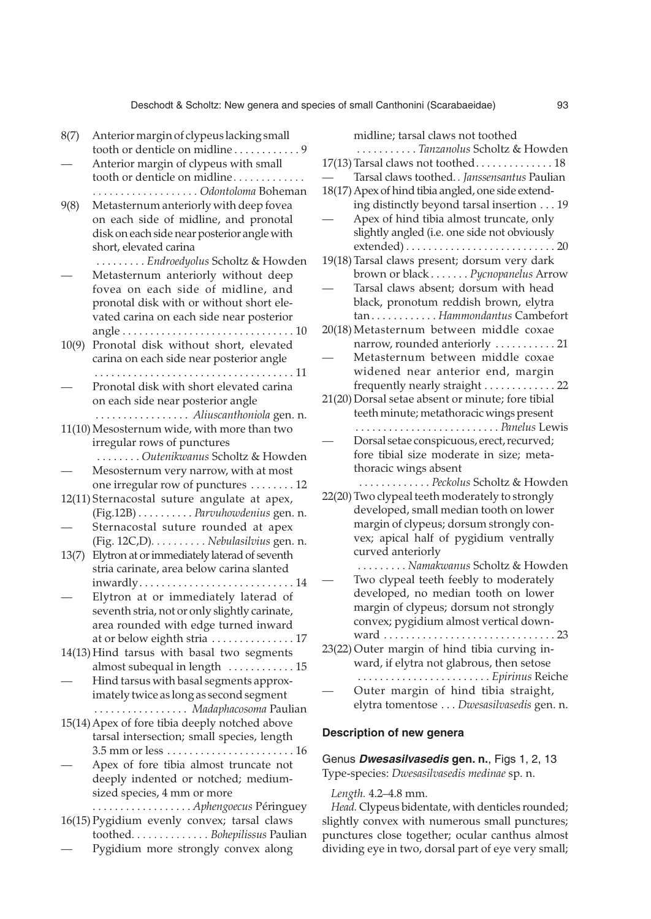8(7) Anterior margin of clypeus lacking small tooth or denticle on midline . . . . . . . . . . . . 9

— Anterior margin of clypeus with small tooth or denticle on midline. . . . . . . . . . . . . . . . . . . . . . . . . . . . . . . . *Odontoloma* Boheman

9(8) Metasternum anteriorly with deep fovea on each side of midline, and pronotal disk on each side near posterior angle with short, elevated carina . . . . . . . . . *Endroedyolus* Scholtz & Howden

— Metasternum anteriorly without deep fovea on each side of midline, and pronotal disk with or without short elevated carina on each side near posterior angle . . . . . . . . . . . . . . . . . . . . . . . . . . . . . . . 10

10(9) Pronotal disk without short, elevated carina on each side near posterior angle . . . . . . . . . . . . . . . . . . . . . . . . . . . . . . . . . . . . 11

— Pronotal disk with short elevated carina on each side near posterior angle . . . . . . . . . . . . . . . . . *Aliuscanthoniola* gen. n.

11(10) Mesosternum wide, with more than two irregular rows of punctures . . . . . . . . *Outenikwanus* Scholtz & Howden

— Mesosternum very narrow, with at most one irregular row of punctures . . . . . . . . 12

12(11) Sternacostal suture angulate at apex, (Fig.12B) . . . . . . . . . . *Parvuhowdenius* gen. n.

— Sternacostal suture rounded at apex (Fig. 12C,D). . . . . . . . . . *Nebulasilvius* gen. n.

13(7) Elytron at or immediately laterad of seventh stria carinate, area below carina slanted inwardly. . . . . . . . . . . . . . . . . . . . . . . . . . . . 14

— Elytron at or immediately laterad of seventh stria, not or only slightly carinate, area rounded with edge turned inward at or below eighth stria . . . . . . . . . . . . . . . 17

14(13) Hind tarsus with basal two segments almost subequal in length . . . . . . . . . . . . 15

— Hind tarsus with basal segments approximately twice as long as second segment . . . . . . . . . . . . . . . . . *Madaphacosoma* Paulian

15(14) Apex of fore tibia deeply notched above tarsal intersection; small species, length 3.5 mm or less . . . . . . . . . . . . . . . . . . . . . . . 16

— Apex of fore tibia almost truncate not deeply indented or notched; medium-sized species, 4 mm or more . . . . . . . . . . . . . . . . . . *Aphengoecus* Péringuey

16(15) Pygidium evenly convex; tarsal claws toothed. . . . . . . . . . . . . *Bohepilissus* Paulian

— Pygidium more strongly convex along midline; tarsal claws not toothed . . . . . . . . . . *Tanzanolus* Scholtz & Howden

17(13) Tarsal claws not toothed. . . . . . . . . . . . . 18

— Tarsal claws toothed. . *Janssensantus* Paulian

18(17) Apex of hind tibia angled, one side extending distinctly beyond tarsal insertion . . . 19

— Apex of hind tibia almost truncate, only slightly angled (i.e. one side not obviously extended) . . . . . . . . . . . . . . . . . . . . . . . . . . . 20

19(18) Tarsal claws present; dorsum very dark brown or black . . . . . . . *Pycnopanelus* Arrow

— Tarsal claws absent; dorsum with head black, pronotum reddish brown, elytra tan . . . . . . . . . . . . *Hammondantus* Cambefort

20(18) Metasternum between middle coxae narrow, rounded anteriorly . . . . . . . . . . . 21

— Metasternum between middle coxae widened near anterior end, margin frequently nearly straight . . . . . . . . . . . . . 22

21(20) Dorsal setae absent or minute; fore tibial teeth minute; metathoracic wings present . . . . . . . . . . . . . . . . . . . . . . . . . . *Panelus* Lewis

— Dorsal setae conspicuous, erect, recurved; fore tibial size moderate in size; metathoracic wings absent . . . . . . . . . . . . *Peckolus* Scholtz & Howden

22(20) Two clypeal teeth moderately to strongly developed, small median tooth on lower margin of clypeus; dorsum strongly convex; apical half of pygidium ventrally curved anteriorly . . . . . . . . . *Namakwanus* Scholtz & Howden

— Two clypeal teeth feebly to moderately developed, no median tooth on lower margin of clypeus; dorsum not strongly convex; pygidium almost vertical downward . . . . . . . . . . . . . . . . . . . . . . . . . . . . . . . 23

23(22) Outer margin of hind tibia curving inward, if elytra not glabrous, then setose . . . . . . . . . . . . . . . . . . . . . . . . *Epirinus* Reiche

— Outer margin of hind tibia straight, elytra tomentose . . . *Dwesasilvasedis* gen. n.

## Description of new genera

### Genus *Dwesasilvasedis* gen. n., Figs 1, 2, 13

Type-species: *Dwesasilvasedis medinae* sp. n.

*Length.* 4.2–4.8 mm.

*Head.* Clypeus bidentate, with denticles rounded; slightly convex with numerous small punctures; punctures close together; ocular canthus almost dividing eye in two, dorsal part of eye very small;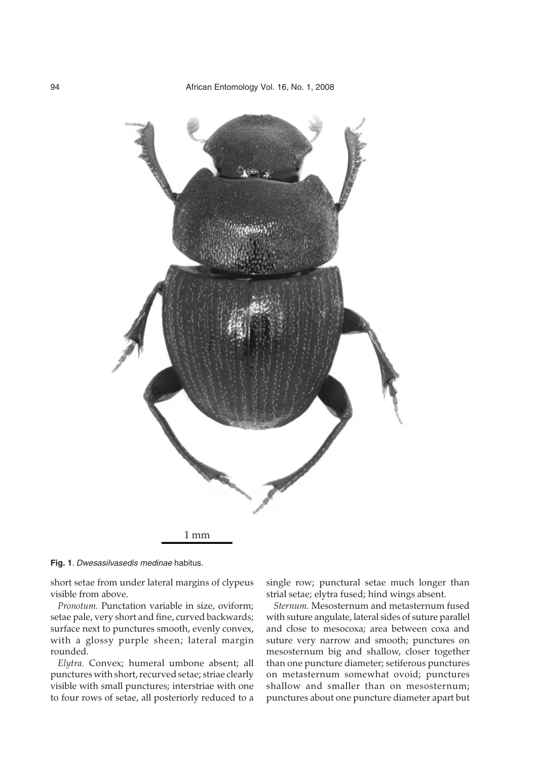1 mm

**Fig. 1**. *Dwesasilvasedis medinae* habitus.

short setae from under lateral margins of clypeus visible from above.

*Pronotum.* Punctation variable in size, oviform; setae pale, very short and fine, curved backwards; surface next to punctures smooth, evenly convex, with a glossy purple sheen; lateral margin rounded.

*Elytra.* Convex; humeral umbone absent; all punctures with short, recurved setae; striae clearly visible with small punctures; interstriae with one to four rows of setae, all posteriorly reduced to a single row; punctural setae much longer than strial setae; elytra fused; hind wings absent.

*Sternum.* Mesosternum and metasternum fused with suture angulate, lateral sides of suture parallel and close to mesocoxa; area between coxa and suture very narrow and smooth; punctures on mesosternum big and shallow, closer together than one puncture diameter; setiferous punctures on metasternum somewhat ovoid; punctures shallow and smaller than on mesosternum; punctures about one puncture diameter apart but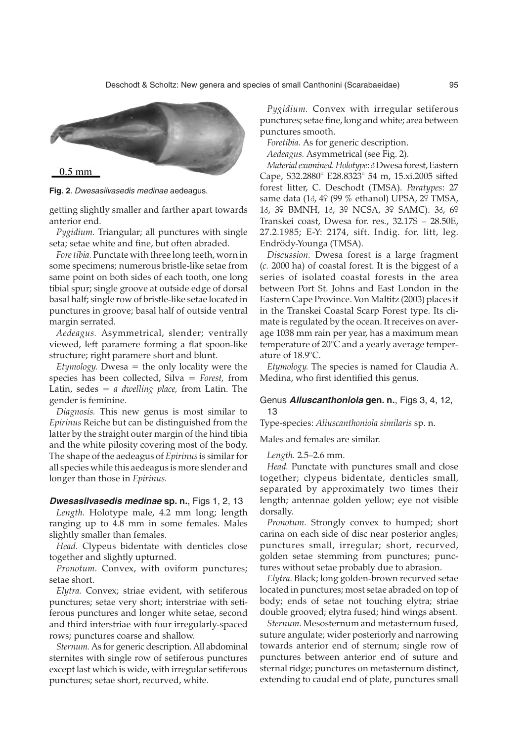0.5 mm

**Fig. 2**. *Dwesasilvasedis medinae* aedeagus.

getting slightly smaller and farther apart towards anterior end.

*Pygidium.* Triangular; all punctures with single seta; setae white and fine, but often abraded.

*Fore tibia.* Punctate with three long teeth, worn in some specimens; numerous bristle-like setae from same point on both sides of each tooth, one long tibial spur; single groove at outside edge of dorsal basal half; single row of bristle-like setae located in punctures in groove; basal half of outside ventral margin serrated.

*Aedeagus.* Asymmetrical, slender; ventrally viewed, left paramere forming a flat spoon-like structure; right paramere short and blunt.

*Etymology.* Dwesa = the only locality were the species has been collected, Silva = *Forest,* from Latin, sedes = *a dwelling place,* from Latin. The gender is feminine.

*Diagnosis.* This new genus is most similar to *Epirinus* Reiche but can be distinguished from the latter by the straight outer margin of the hind tibia and the white pilosity covering most of the body. The shape of the aedeagus of *Epirinus* is similar for all species while this aedeagus is more slender and longer than those in *Epirinus.*

### *Dwesasilvasedis medinae* sp. n., Figs 1, 2, 13

*Length.* Holotype male, 4.2 mm long; length ranging up to 4.8 mm in some females. Males slightly smaller than females.

*Head.* Clypeus bidentate with denticles close together and slightly upturned.

*Pronotum.* Convex, with oviform punctures; setae short.

*Elytra.* Convex; striae evident, with setiferous punctures; setae very short; interstriae with setiferous punctures and longer white setae, second and third interstriae with four irregularly-spaced rows; punctures coarse and shallow.

*Sternum.* As for generic description. All abdominal sternites with single row of setiferous punctures except last which is wide, with irregular setiferous punctures; setae short, recurved, white.

*Pygidium.* Convex with irregular setiferous punctures; setae fine, long and white; area between punctures smooth.

*Foretibia.* As for generic description.

*Aedeagus.* Asymmetrical (see Fig. 2).

*Material examined. Holotype*: ♂ Dwesa forest, Eastern Cape, S32.2880° E28.8323° 54 m, 15.xi.2005 sifted forest litter, C. Deschodt (TMSA). *Paratypes*: 27 same data (1♂, 4♀ (99 % ethanol) UPSA, 2♀ TMSA, 1♂, 3♀ BMNH, 1♂, 3♀ NCSA, 3♀ SAMC). 3♂, 6♀ Transkei coast, Dwesa for. res., 32.17S – 28.50E, 27.2.1985; E-Y: 2174, sift. Indig. for. litt, leg. Endrödy-Younga (TMSA).

*Discussion.* Dwesa forest is a large fragment (*c.* 2000 ha) of coastal forest. It is the biggest of a series of isolated coastal forests in the area between Port St. Johns and East London in the Eastern Cape Province. Von Maltitz (2003) places it in the Transkei Coastal Scarp Forest type. Its climate is regulated by the ocean. It receives on average 1038 mm rain per year, has a maximum mean temperature of 20°C and a yearly average temperature of 18.9°C.

*Etymology.* The species is named for Claudia A. Medina, who first identified this genus.

## Genus *Aliuscanthoniola* gen. n., Figs 3, 4, 12, 13

Type-species: *Aliuscanthoniola similaris* sp. n.

Males and females are similar.

*Length.* 2.5–2.6 mm.

*Head.* Punctate with punctures small and close together; clypeus bidentate, denticles small, separated by approximately two times their length; antennae golden yellow; eye not visible dorsally.

*Pronotum.* Strongly convex to humped; short carina on each side of disc near posterior angles; punctures small, irregular; short, recurved, golden setae stemming from punctures; punctures without setae probably due to abrasion.

*Elytra.* Black; long golden-brown recurved setae located in punctures; most setae abraded on top of body; ends of setae not touching elytra; striae double grooved; elytra fused; hind wings absent.

*Sternum.* Mesosternum and metasternum fused, suture angulate; wider posteriorly and narrowing towards anterior end of sternum; single row of punctures between anterior end of suture and sternal ridge; punctures on metasternum distinct, extending to caudal end of plate, punctures small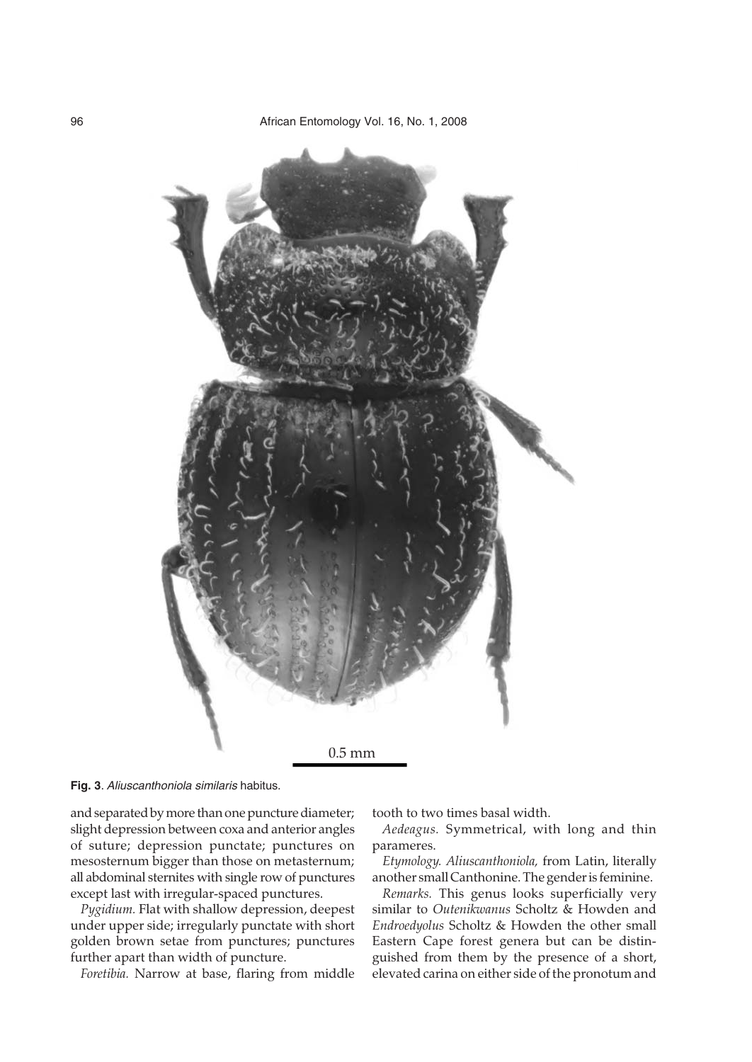0.5 mm

**Fig. 3**. *Aliuscanthoniola similaris* habitus.

and separated by more than one puncture diameter; slight depression between coxa and anterior angles of suture; depression punctate; punctures on mesosternum bigger than those on metasternum; all abdominal sternites with single row of punctures except last with irregular-spaced punctures.

*Pygidium.* Flat with shallow depression, deepest under upper side; irregularly punctate with short golden brown setae from punctures; punctures further apart than width of puncture.

*Foretibia.* Narrow at base, flaring from middle tooth to two times basal width.

*Aedeagus.* Symmetrical, with long and thin parameres.

*Etymology. Aliuscanthoniola,* from Latin, literally another small Canthonine. The gender is feminine.

*Remarks.* This genus looks superficially very similar to *Outenikwanus* Scholtz & Howden and *Endroedyolus* Scholtz & Howden the other small Eastern Cape forest genera but can be distinguished from them by the presence of a short, elevated carina on either side of the pronotum and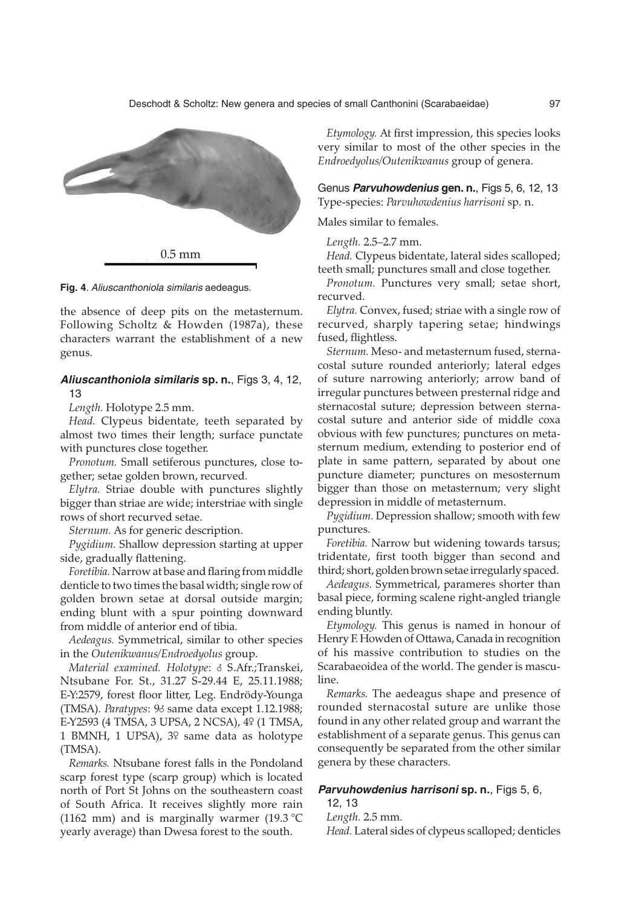Fig. 4. *Aliuscanthoniola similaris* aedeagus.

the absence of deep pits on the metasternum. Following Scholtz & Howden (1987a), these characters warrant the establishment of a new genus.

### *Aliuscanthoniola similaris* sp. n., Figs 3, 4, 12, 13

*Length.* Holotype 2.5 mm.

*Head.* Clypeus bidentate, teeth separated by almost two times their length; surface punctate with punctures close together.

*Pronotum.* Small setiferous punctures, close together; setae golden brown, recurved.

*Elytra.* Striae double with punctures slightly bigger than striae are wide; interstriae with single rows of short recurved setae.

*Sternum.* As for generic description.

*Pygidium.* Shallow depression starting at upper side, gradually flattening.

*Foretibia.* Narrow at base and flaring from middle denticle to two times the basal width; single row of golden brown setae at dorsal outside margin; ending blunt with a spur pointing downward from middle of anterior end of tibia.

*Aedeagus.* Symmetrical, similar to other species in the *Outenikwanus/Endroedyolus* group.

*Material examined. Holotype*: ♂ S.Afr.;Transkei, Ntsubane For. St., 31.27 S-29.44 E, 25.11.1988; E-Y:2579, forest floor litter, Leg. Endrödy-Younga (TMSA). *Paratypes*: 9♂ same data except 1.12.1988; E-Y2593 (4 TMSA, 3 UPSA, 2 NCSA), 4♀ (1 TMSA, 1 BMNH, 1 UPSA), 3♀ same data as holotype (TMSA).

*Remarks.* Ntsubane forest falls in the Pondoland scarp forest type (scarp group) which is located north of Port St Johns on the southeastern coast of South Africa. It receives slightly more rain (1162 mm) and is marginally warmer (19.3 °C yearly average) than Dwesa forest to the south.

*Etymology.* At first impression, this species looks very similar to most of the other species in the *Endroedyolus/Outenikwanus* group of genera.

## Genus *Parvuhowdenius* gen. n., Figs 5, 6, 12, 13

Type-species: *Parvuhowdenius harrisoni* sp. n.

Males similar to females.

*Length.* 2.5–2.7 mm.

*Head.* Clypeus bidentate, lateral sides scalloped; teeth small; punctures small and close together.

*Pronotum.* Punctures very small; setae short, recurved.

*Elytra.* Convex, fused; striae with a single row of recurved, sharply tapering setae; hindwings fused, flightless.

*Sternum.* Meso- and metasternum fused, sternacostal suture rounded anteriorly; lateral edges of suture narrowing anteriorly; arrow band of irregular punctures between presternal ridge and sternacostal suture; depression between sternacostal suture and anterior side of middle coxa obvious with few punctures; punctures on metasternum medium, extending to posterior end of plate in same pattern, separated by about one puncture diameter; punctures on mesosternum bigger than those on metasternum; very slight depression in middle of metasternum.

*Pygidium.* Depression shallow; smooth with few punctures.

*Foretibia.* Narrow but widening towards tarsus; tridentate, first tooth bigger than second and third; short, golden brown setae irregularly spaced.

*Aedeagus.* Symmetrical, parameres shorter than basal piece, forming scalene right-angled triangle ending bluntly.

*Etymology.* This genus is named in honour of Henry F. Howden of Ottawa, Canada in recognition of his massive contribution to studies on the Scarabaeoidea of the world. The gender is masculine.

*Remarks.* The aedeagus shape and presence of rounded sternacostal suture are unlike those found in any other related group and warrant the establishment of a separate genus. This genus can consequently be separated from the other similar genera by these characters.

### *Parvuhowdenius harrisoni* sp. n., Figs 5, 6, 12, 13

*Length.* 2.5 mm.

*Head.* Lateral sides of clypeus scalloped; denticles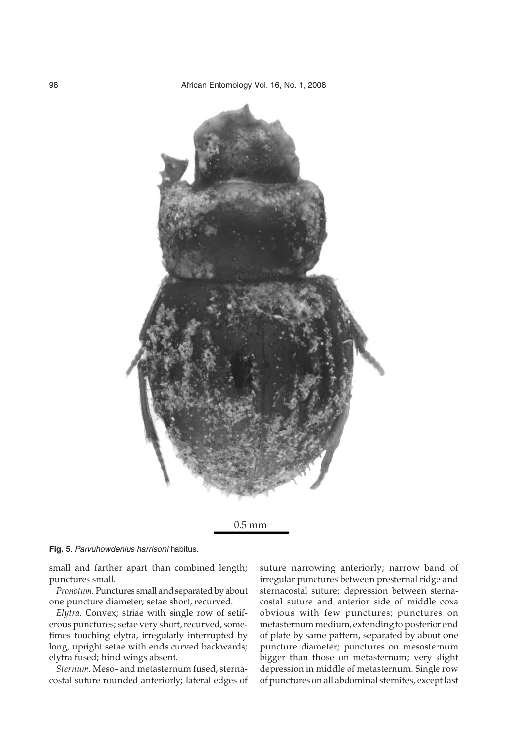0.5 mm

**Fig. 5**. *Parvuhowdenius harrisoni* habitus.

small and farther apart than combined length; punctures small.

*Pronotum.* Punctures small and separated by about one puncture diameter; setae short, recurved.

*Elytra.* Convex; striae with single row of setiferous punctures; setae very short, recurved, sometimes touching elytra, irregularly interrupted by long, upright setae with ends curved backwards; elytra fused; hind wings absent.

*Sternum.* Meso- and metasternum fused, sternacostal suture rounded anteriorly; lateral edges of suture narrowing anteriorly; narrow band of irregular punctures between presternal ridge and sternacostal suture; depression between sternacostal suture and anterior side of middle coxa obvious with few punctures; punctures on metasternum medium, extending to posterior end of plate by same pattern, separated by about one puncture diameter; punctures on mesosternum bigger than those on metasternum; very slight depression in middle of metasternum. Single row of punctures on all abdominal sternites, except last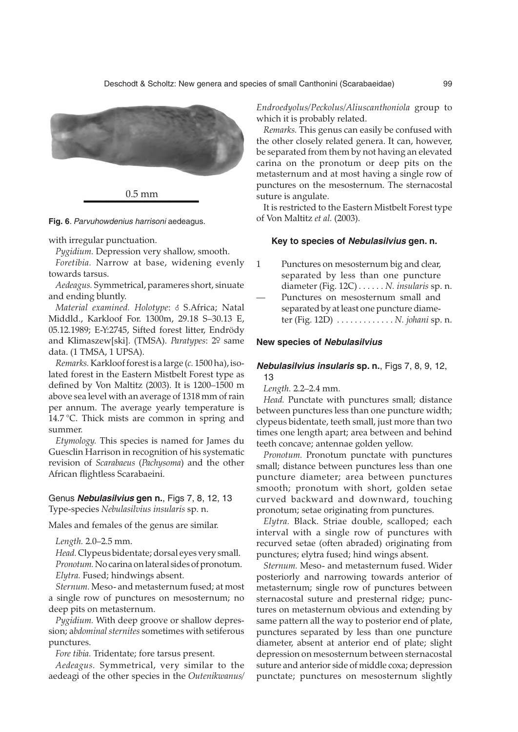0.5 mm

**Fig. 6**. *Parvuhowdenius harrisoni* aedeagus.

with irregular punctuation.

*Pygidium.* Depression very shallow, smooth.

*Foretibia.* Narrow at base, widening evenly towards tarsus.

*Aedeagus.* Symmetrical, parameres short, sinuate and ending bluntly.

*Material examined. Holotype*: ♂ S.Africa; Natal Middld., Karkloof For. 1300m, 29.18 S–30.13 E, 05.12.1989; E-Y:2745, Sifted forest litter, Endrödy and Klimaszew[ski]. (TMSA). *Paratypes*: 2♀ same data. (1 TMSA, 1 UPSA).

*Remarks.* Karkloof forest is a large (*c.* 1500 ha), isolated forest in the Eastern Mistbelt Forest type as defined by Von Maltitz (2003). It is 1200–1500 m above sea level with an average of 1318 mm of rain per annum. The average yearly temperature is 14.7 °C. Thick mists are common in spring and summer.

*Etymology.* This species is named for James du Guesclin Harrison in recognition of his systematic revision of *Scarabaeus* (*Pachysoma*) and the other African flightless Scarabaeini.

## Genus ***Nebulasilvius*** **gen. n.**, Figs 7, 8, 12, 13

Type-species *Nebulasilvius insularis* sp. n.

Males and females of the genus are similar.

*Length.* 2.0–2.5 mm.

*Head.* Clypeus bidentate; dorsal eyes very small.

*Pronotum.* No carina on lateral sides of pronotum.

*Elytra.* Fused; hindwings absent.

*Sternum.* Meso- and metasternum fused; at most a single row of punctures on mesosternum; no deep pits on metasternum.

*Pygidium.* With deep groove or shallow depression; a*bdominal sternites* sometimes with setiferous punctures.

*Fore tibia.* Tridentate; fore tarsus present.

*Aedeagus.* Symmetrical, very similar to the aedeagi of the other species in the *Outenikwanus*/*Endroedyolus*/*Peckolus*/*Aliuscanthoniola* group to which it is probably related.

*Remarks.* This genus can easily be confused with the other closely related genera. It can, however, be separated from them by not having an elevated carina on the pronotum or deep pits on the metasternum and at most having a single row of punctures on the mesosternum. The sternacostal suture is angulate.

It is restricted to the Eastern Mistbelt Forest type of Von Maltitz *et al.* (2003).

### Key to species of ***Nebulasilvius*** gen. n.

1 Punctures on mesosternum big and clear, separated by less than one puncture diameter (Fig. 12C) . . . . . . *N. insularis* sp. n.

— Punctures on mesosternum small and separated by at least one puncture diameter (Fig. 12D) . . . . . . . . . . . . . *N. johani* sp. n.

### New species of ***Nebulasilvius***

#### ***Nebulasilvius insularis*** **sp. n.**, Figs 7, 8, 9, 12, 13

*Length.* 2.2–2.4 mm.

*Head.* Punctate with punctures small; distance between punctures less than one puncture width; clypeus bidentate, teeth small, just more than two times one length apart; area between and behind teeth concave; antennae golden yellow.

*Pronotum.* Pronotum punctate with punctures small; distance between punctures less than one puncture diameter; area between punctures smooth; pronotum with short, golden setae curved backward and downward, touching pronotum; setae originating from punctures.

*Elytra.* Black. Striae double, scalloped; each interval with a single row of punctures with recurved setae (often abraded) originating from punctures; elytra fused; hind wings absent.

*Sternum.* Meso- and metasternum fused. Wider posteriorly and narrowing towards anterior of metasternum; single row of punctures between sternacostal suture and presternal ridge; punctures on metasternum obvious and extending by same pattern all the way to posterior end of plate, punctures separated by less than one puncture diameter, absent at anterior end of plate; slight depression on mesosternum between sternacostal suture and anterior side of middle coxa; depression punctate; punctures on mesosternum slightly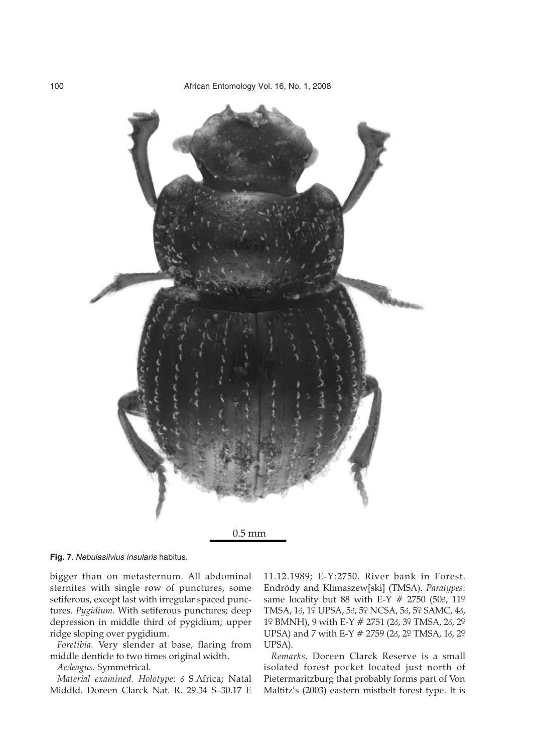0.5 mm

**Fig. 7**. *Nebulasilvius insularis* habitus.

bigger than on metasternum. All abdominal sternites with single row of punctures, some setiferous, except last with irregular spaced punctures. *Pygidium.* With setiferous punctures; deep depression in middle third of pygidium; upper ridge sloping over pygidium.

*Foretibia.* Very slender at base, flaring from middle denticle to two times original width.

*Aedeagus.* Symmetrical.

*Material examined. Holotype*: ♂ S.Africa; Natal Middld. Doreen Clarck Nat. R. 29.34 S–30.17 E 11.12.1989; E-Y:2750. River bank in Forest. Endrödy and Klimaszew[ski] (TMSA). *Paratypes*: same locality but 88 with E-Y # 2750 (50♂, 11♀ TMSA, 1♂, 1♀ UPSA, 5♂, 5♀ NCSA, 5♂, 5♀ SAMC, 4♂, 1♀ BMNH), 9 with E-Y # 2751 (2♂, 3♀ TMSA, 2♂, 2♀ UPSA) and 7 with E-Y # 2759 (2♂, 2♀ TMSA, 1♂, 2♀ UPSA).

*Remarks.* Doreen Clarck Reserve is a small isolated forest pocket located just north of Pietermaritzburg that probably forms part of Von Maltitz's (2003) eastern mistbelt forest type. It is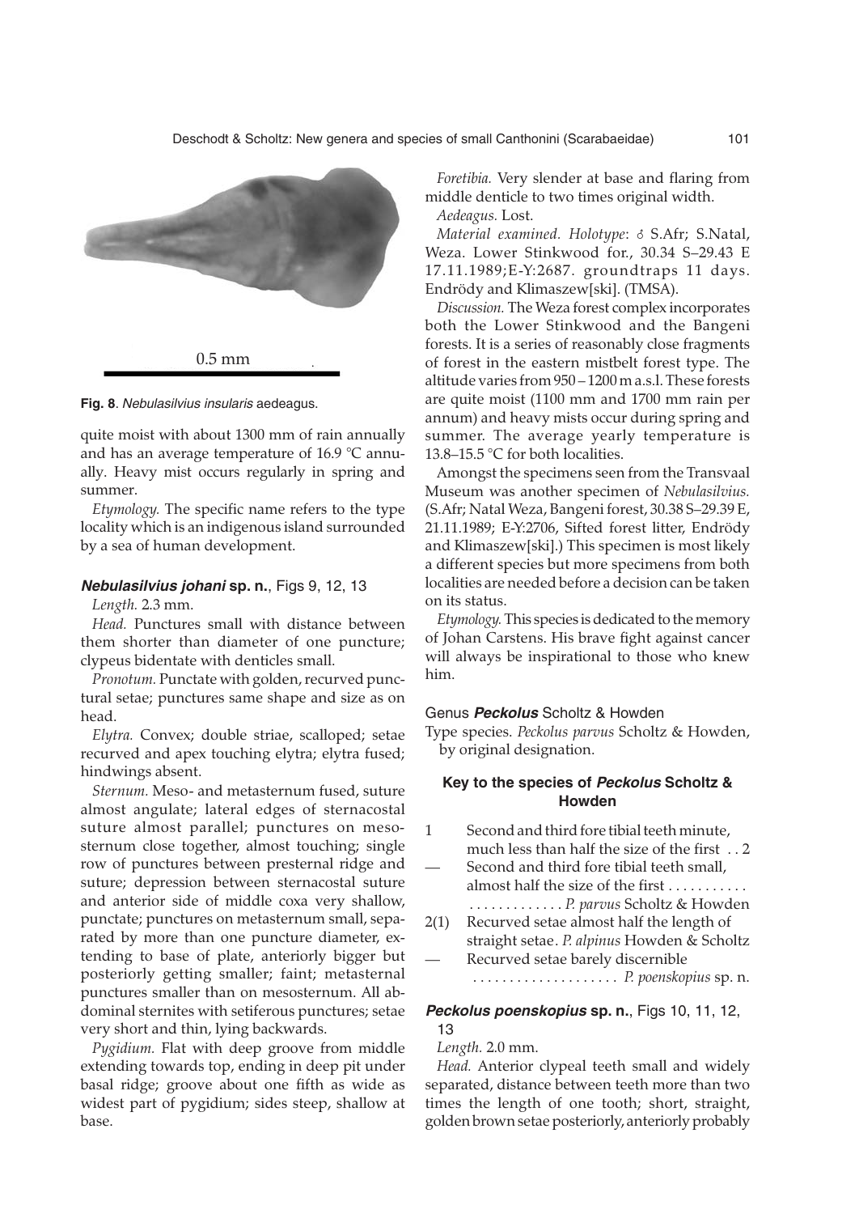Fig. 8. *Nebulasilvius insularis* aedeagus.

quite moist with about 1300 mm of rain annually and has an average temperature of 16.9 °C annually. Heavy mist occurs regularly in spring and summer.

*Etymology.* The specific name refers to the type locality which is an indigenous island surrounded by a sea of human development.

### *Nebulasilvius johani* sp. n., Figs 9, 12, 13

*Length.* 2.3 mm.

*Head.* Punctures small with distance between them shorter than diameter of one puncture; clypeus bidentate with denticles small.

*Pronotum.* Punctate with golden, recurved punctural setae; punctures same shape and size as on head.

*Elytra.* Convex; double striae, scalloped; setae recurved and apex touching elytra; elytra fused; hindwings absent.

*Sternum.* Meso- and metasternum fused, suture almost angulate; lateral edges of sternacostal suture almost parallel; punctures on mesosternum close together, almost touching; single row of punctures between presternal ridge and suture; depression between sternacostal suture and anterior side of middle coxa very shallow, punctate; punctures on metasternum small, separated by more than one puncture diameter, extending to base of plate, anteriorly bigger but posteriorly getting smaller; faint; metasternal punctures smaller than on mesosternum. All abdominal sternites with setiferous punctures; setae very short and thin, lying backwards.

*Pygidium.* Flat with deep groove from middle extending towards top, ending in deep pit under basal ridge; groove about one fifth as wide as widest part of pygidium; sides steep, shallow at base.

*Foretibia.* Very slender at base and flaring from middle denticle to two times original width.

*Aedeagus.* Lost.

*Material examined. Holotype*: ♂ S.Afr; S.Natal, Weza. Lower Stinkwood for., 30.34 S–29.43 E 17.11.1989;E-Y:2687. groundtraps 11 days. Endrödy and Klimaszew[ski]. (TMSA).

*Discussion.* The Weza forest complex incorporates both the Lower Stinkwood and the Bangeni forests. It is a series of reasonably close fragments of forest in the eastern mistbelt forest type. The altitude varies from 950 – 1200 m a.s.l. These forests are quite moist (1100 mm and 1700 mm rain per annum) and heavy mists occur during spring and summer. The average yearly temperature is 13.8–15.5 °C for both localities.

Amongst the specimens seen from the Transvaal Museum was another specimen of *Nebulasilvius.* (S.Afr; Natal Weza, Bangeni forest, 30.38 S–29.39 E, 21.11.1989; E-Y:2706, Sifted forest litter, Endrödy and Klimaszew[ski].) This specimen is most likely a different species but more specimens from both localities are needed before a decision can be taken on its status.

*Etymology.* This species is dedicated to the memory of Johan Carstens. His brave fight against cancer will always be inspirational to those who knew him.

## Genus *Peckolus* Scholtz & Howden

Type species. *Peckolus parvus* Scholtz & Howden, by original designation.

### Key to the species of *Peckolus* Scholtz & Howden

1 Second and third fore tibial teeth minute, much less than half the size of the first . . 2
— Second and third fore tibial teeth small, almost half the size of the first . . . . . . . . . . . . . . . . . . . . . . . . *P. parvus* Scholtz & Howden
2(1) Recurved setae almost half the length of straight setae. *P. alpinus* Howden & Scholtz
— Recurved setae barely discernible . . . . . . . . . . . . . . . . . . . . *P. poenskopius* sp. n.

### *Peckolus poenskopius* sp. n., Figs 10, 11, 12, 13

*Length.* 2.0 mm.

*Head.* Anterior clypeal teeth small and widely separated, distance between teeth more than two times the length of one tooth; short, straight, golden brown setae posteriorly, anteriorly probably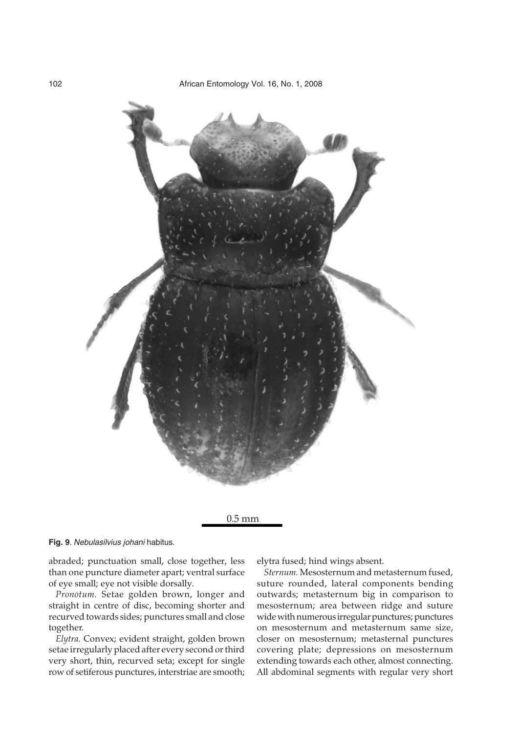0.5 mm

**Fig. 9**. *Nebulasilvius johani* habitus.

abraded; punctuation small, close together, less than one puncture diameter apart; ventral surface of eye small; eye not visible dorsally.

*Pronotum.* Setae golden brown, longer and straight in centre of disc, becoming shorter and recurved towards sides; punctures small and close together.

*Elytra.* Convex; evident straight, golden brown setae irregularly placed after every second or third very short, thin, recurved seta; except for single row of setiferous punctures, interstriae are smooth; elytra fused; hind wings absent.

*Sternum.* Mesosternum and metasternum fused, suture rounded, lateral components bending outwards; metasternum big in comparison to mesosternum; area between ridge and suture wide with numerous irregular punctures; punctures on mesosternum and metasternum same size, closer on mesosternum; metasternal punctures covering plate; depressions on mesosternum extending towards each other, almost connecting. All abdominal segments with regular very short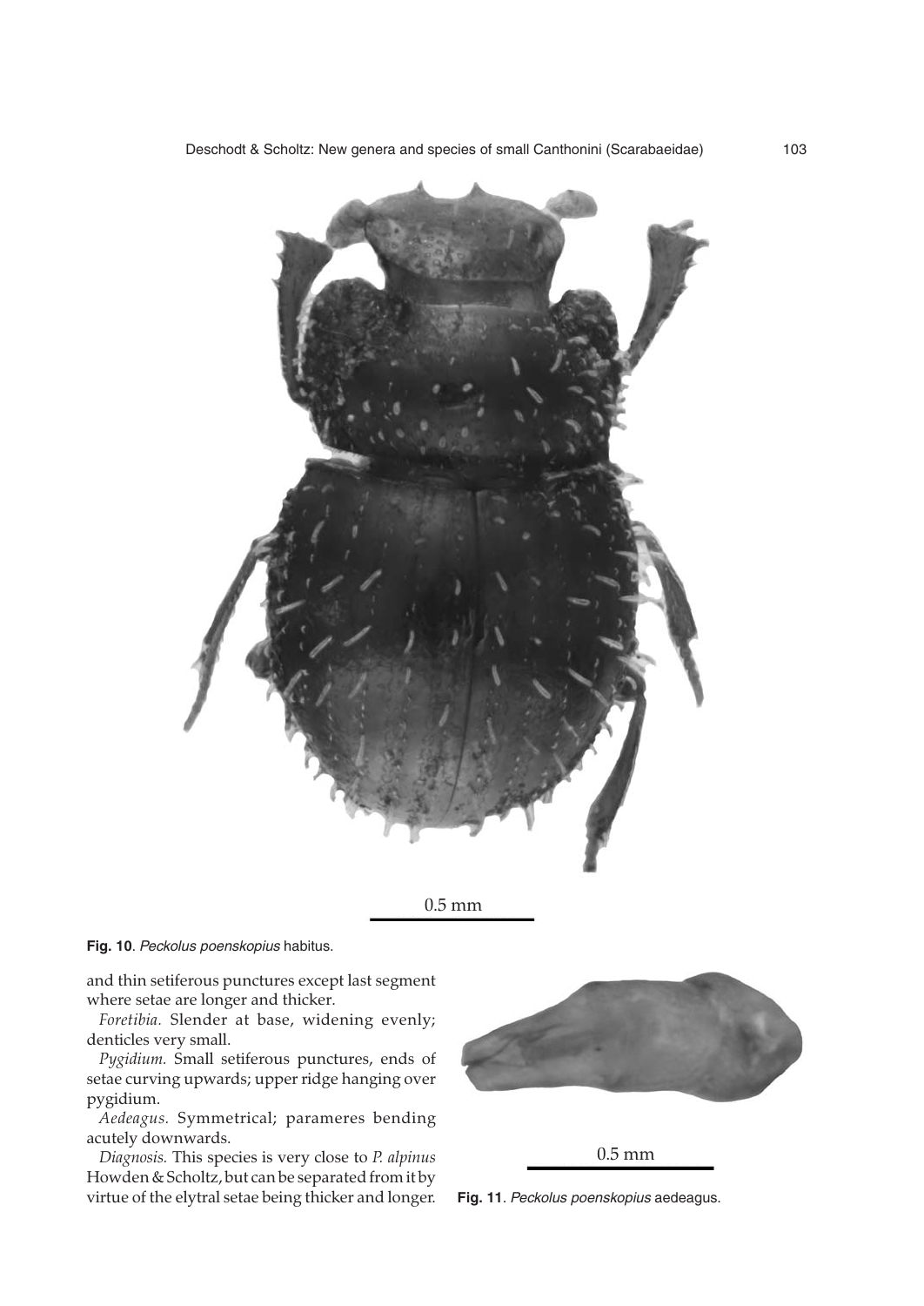0.5 mm

**Fig. 10**. *Peckolus poenskopius* habitus.

and thin setiferous punctures except last segment where setae are longer and thicker.

*Foretibia.* Slender at base, widening evenly; denticles very small.

*Pygidium.* Small setiferous punctures, ends of setae curving upwards; upper ridge hanging over pygidium.

*Aedeagus.* Symmetrical; parameres bending acutely downwards.

*Diagnosis.* This species is very close to *P. alpinus* Howden & Scholtz, but can be separated from it by virtue of the elytral setae being thicker and longer.

0.5 mm

**Fig. 11**. *Peckolus poenskopius* aedeagus.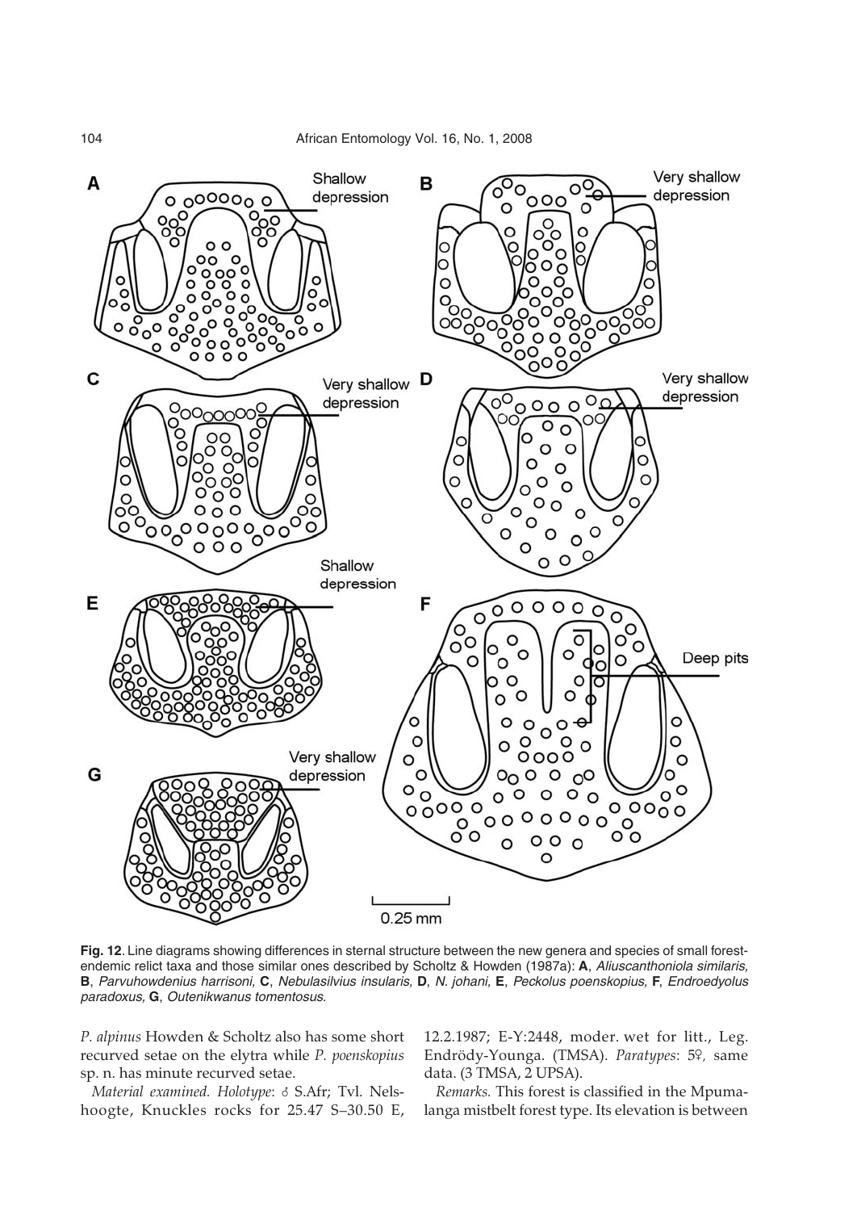**Fig. 12**. Line diagrams showing differences in sternal structure between the new genera and species of small forest-endemic relict taxa and those similar ones described by Scholtz & Howden (1987a): **A**, *Aliuscanthoniola similaris,* **B**, *Parvuhowdenius harrisoni,* **C**, *Nebulasilvius insularis,* **D**, *N. johani,* **E**, *Peckolus poenskopius,* **F**, *Endroedyolus paradoxus,* **G**, *Outenikwanus tomentosus.*

*P. alpinus* Howden & Scholtz also has some short recurved setae on the elytra while *P. poenskopius* sp. n. has minute recurved setae.

*Material examined. Holotype*: ♂ S.Afr; Tvl. Nelshoogte, Knuckles rocks for 25.47 S–30.50 E, 12.2.1987; E-Y:2448, moder. wet for litt., Leg. Endrödy-Younga. (TMSA). *Paratypes*: 5♀, same data. (3 TMSA, 2 UPSA).

*Remarks.* This forest is classified in the Mpumalanga mistbelt forest type. Its elevation is between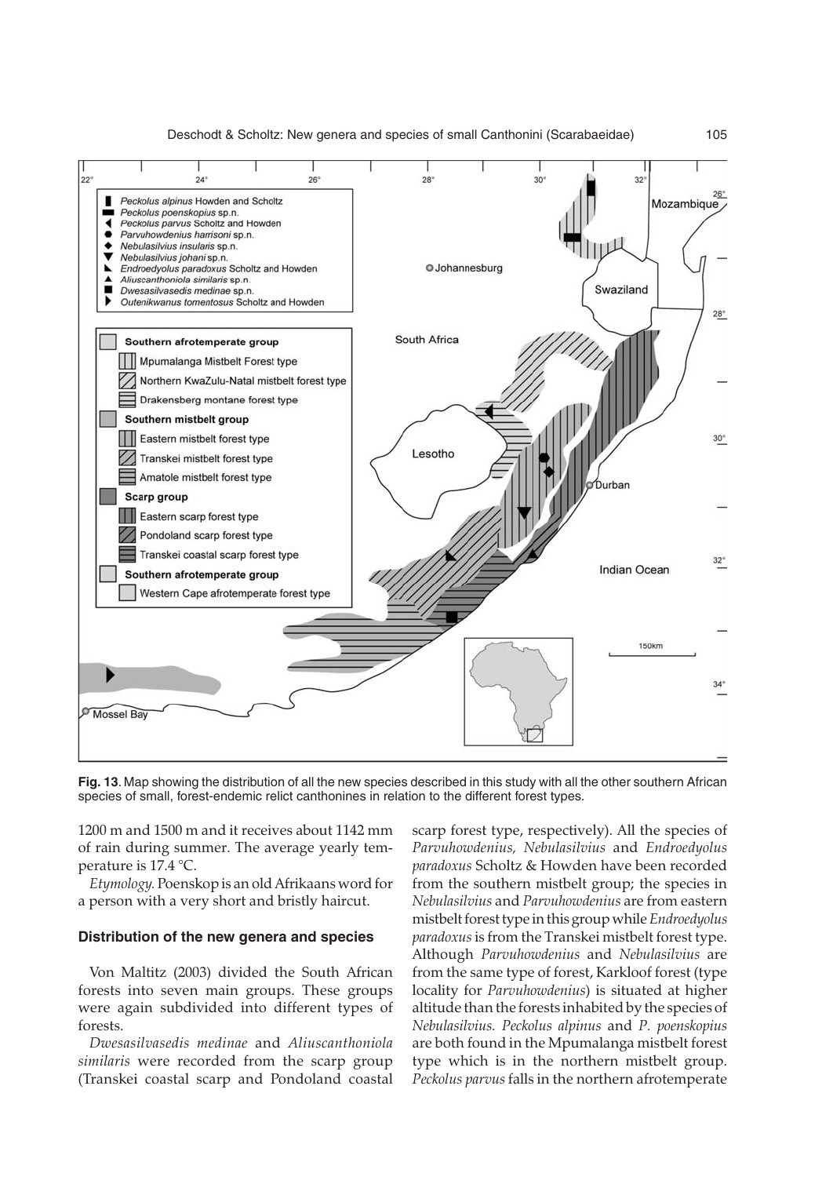**Fig. 13**. Map showing the distribution of all the new species described in this study with all the other southern African species of small, forest-endemic relict canthonines in relation to the different forest types.

1200 m and 1500 m and it receives about 1142 mm of rain during summer. The average yearly temperature is 17.4 °C.

*Etymology.* Poenskop is an old Afrikaans word for a person with a very short and bristly haircut.

### Distribution of the new genera and species

Von Maltitz (2003) divided the South African forests into seven main groups. These groups were again subdivided into different types of forests.

*Dwesasilvasedis medinae* and *Aliuscanthoniola similaris* were recorded from the scarp group (Transkei coastal scarp and Pondoland coastal scarp forest type, respectively). All the species of *Parvuhowdenius*, *Nebulasilvius* and *Endroedyolus paradoxus* Scholtz & Howden have been recorded from the southern mistbelt group; the species in *Nebulasilvius* and *Parvuhowdenius* are from eastern mistbelt forest type in this group while *Endroedyolus paradoxus* is from the Transkei mistbelt forest type. Although *Parvuhowdenius* and *Nebulasilvius* are from the same type of forest, Karkloof forest (type locality for *Parvuhowdenius*) is situated at higher altitude than the forests inhabited by the species of *Nebulasilvius*. *Peckolus alpinus* and *P. poenskopius* are both found in the Mpumalanga mistbelt forest type which is in the northern mistbelt group. *Peckolus parvus* falls in the northern afrotemperate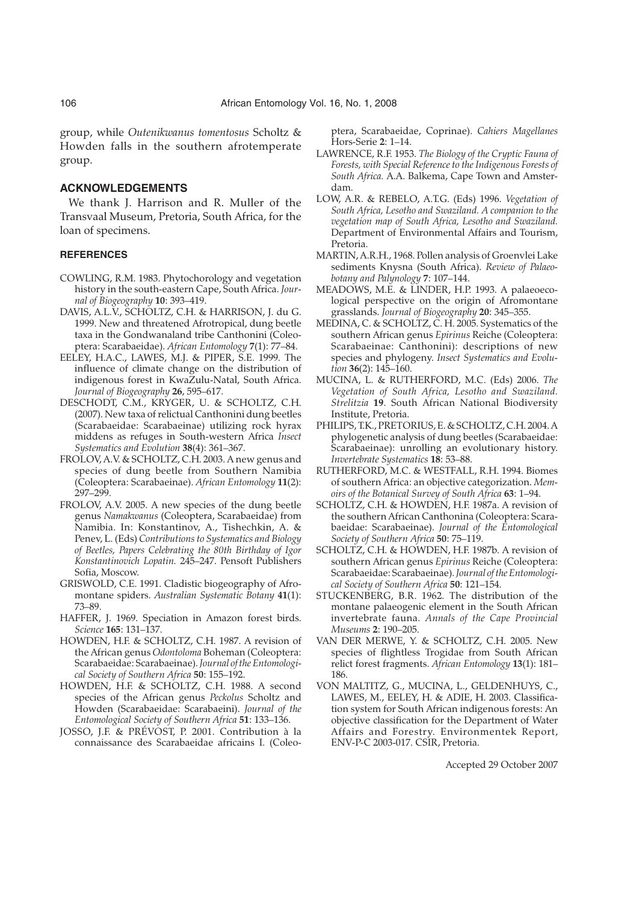group, while *Outenikwanus tomentosus* Scholtz & Howden falls in the southern afrotemperate group.

## ACKNOWLEDGEMENTS

We thank J. Harrison and R. Muller of the Transvaal Museum, Pretoria, South Africa, for the loan of specimens.

## REFERENCES

COWLING, R.M. 1983. Phytochorology and vegetation history in the south-eastern Cape, South Africa. *Journal of Biogeography* **10**: 393–419.

DAVIS, A.L.V., SCHOLTZ, C.H. & HARRISON, J. du G. 1999. New and threatened Afrotropical, dung beetle taxa in the Gondwanaland tribe Canthonini (Coleoptera: Scarabaeidae). *African Entomology* **7**(1): 77–84.

EELEY, H.A.C., LAWES, M.J. & PIPER, S.E. 1999. The influence of climate change on the distribution of indigenous forest in KwaZulu-Natal, South Africa. *Journal of Biogeography* **26**, 595–617.

DESCHODT, C.M., KRYGER, U. & SCHOLTZ, C.H. (2007). New taxa of relictual Canthonini dung beetles (Scarabaeidae: Scarabaeinae) utilizing rock hyrax middens as refuges in South-western Africa *Insect Systematics and Evolution* **38**(4): 361–367.

FROLOV, A.V. & SCHOLTZ, C.H. 2003. A new genus and species of dung beetle from Southern Namibia (Coleoptera: Scarabaeinae). *African Entomology* **11**(2): 297–299.

FROLOV, A.V. 2005. A new species of the dung beetle genus *Namakwanus* (Coleoptera, Scarabaeidae) from Namibia. In: Konstantinov, A., Tishechkin, A. & Penev, L. (Eds) *Contributions to Systematics and Biology of Beetles, Papers Celebrating the 80th Birthday of Igor Konstantinovich Lopatin.* 245–247. Pensoft Publishers Sofia, Moscow.

GRISWOLD, C.E. 1991. Cladistic biogeography of Afromontane spiders. *Australian Systematic Botany* **41**(1): 73–89.

HAFFER, J. 1969. Speciation in Amazon forest birds. *Science* **165**: 131–137.

HOWDEN, H.F. & SCHOLTZ, C.H. 1987. A revision of the African genus *Odontoloma* Boheman (Coleoptera: Scarabaeidae: Scarabaeinae). *Journal of the Entomological Society of Southern Africa* **50**: 155–192.

HOWDEN, H.F. & SCHOLTZ, C.H. 1988. A second species of the African genus *Peckolus* Scholtz and Howden (Scarabaeidae: Scarabaeini). *Journal of the Entomological Society of Southern Africa* **51**: 133–136.

JOSSO, J.F. & PRÉVOST, P. 2001. Contribution à la connaissance des Scarabaeidae africains I. (Coleoptera, Scarabaeidae, Coprinae). *Cahiers Magellanes* Hors-Serie **2**: 1–14.

LAWRENCE, R.F. 1953. *The Biology of the Cryptic Fauna of Forests, with Special Reference to the Indigenous Forests of South Africa.* A.A. Balkema, Cape Town and Amsterdam.

LOW, A.R. & REBELO, A.T.G. (Eds) 1996. *Vegetation of South Africa, Lesotho and Swaziland. A companion to the vegetation map of South Africa, Lesotho and Swaziland.* Department of Environmental Affairs and Tourism, Pretoria.

MARTIN, A.R.H., 1968. Pollen analysis of Groenvlei Lake sediments Knysna (South Africa). *Review of Palaeobotany and Palynology* **7**: 107–144.

MEADOWS, M.E. & LINDER, H.P. 1993. A palaeoecological perspective on the origin of Afromontane grasslands. *Journal of Biogeography* **20**: 345–355.

MEDINA, C. & SCHOLTZ, C. H. 2005. Systematics of the southern African genus *Epirinus* Reiche (Coleoptera: Scarabaeinae: Canthonini): descriptions of new species and phylogeny. *Insect Systematics and Evolution* **36**(2): 145–160.

MUCINA, L. & RUTHERFORD, M.C. (Eds) 2006. *The Vegetation of South Africa, Lesotho and Swaziland. Strelitzia* **19**. South African National Biodiversity Institute, Pretoria.

PHILIPS, T.K., PRETORIUS, E. & SCHOLTZ, C.H. 2004. A phylogenetic analysis of dung beetles (Scarabaeidae: Scarabaeinae): unrolling an evolutionary history. *Invertebrate Systematics* **18**: 53–88.

RUTHERFORD, M.C. & WESTFALL, R.H. 1994. Biomes of southern Africa: an objective categorization. *Memoirs of the Botanical Survey of South Africa* **63**: 1–94.

SCHOLTZ, C.H. & HOWDEN, H.F. 1987a. A revision of the southern African Canthonina (Coleoptera: Scarabaeidae: Scarabaeinae). *Journal of the Entomological Society of Southern Africa* **50**: 75–119.

SCHOLTZ, C.H. & HOWDEN, H.F. 1987b. A revision of southern African genus *Epirinus* Reiche (Coleoptera: Scarabaeidae: Scarabaeinae). *Journal of the Entomological Society of Southern Africa* **50**: 121–154.

STUCKENBERG, B.R. 1962. The distribution of the montane palaeogenic element in the South African invertebrate fauna. *Annals of the Cape Provincial Museums* **2**: 190–205.

VAN DER MERWE, Y. & SCHOLTZ, C.H. 2005. New species of flightless Trogidae from South African relict forest fragments. *African Entomology* **13**(1): 181–186.

VON MALTITZ, G., MUCINA, L., GELDENHUYS, C., LAWES, M., EELEY, H. & ADIE, H. 2003. Classification system for South African indigenous forests: An objective classification for the Department of Water Affairs and Forestry. Environmentek Report, ENV-P-C 2003-017. CSIR, Pretoria.

Accepted 29 October 2007